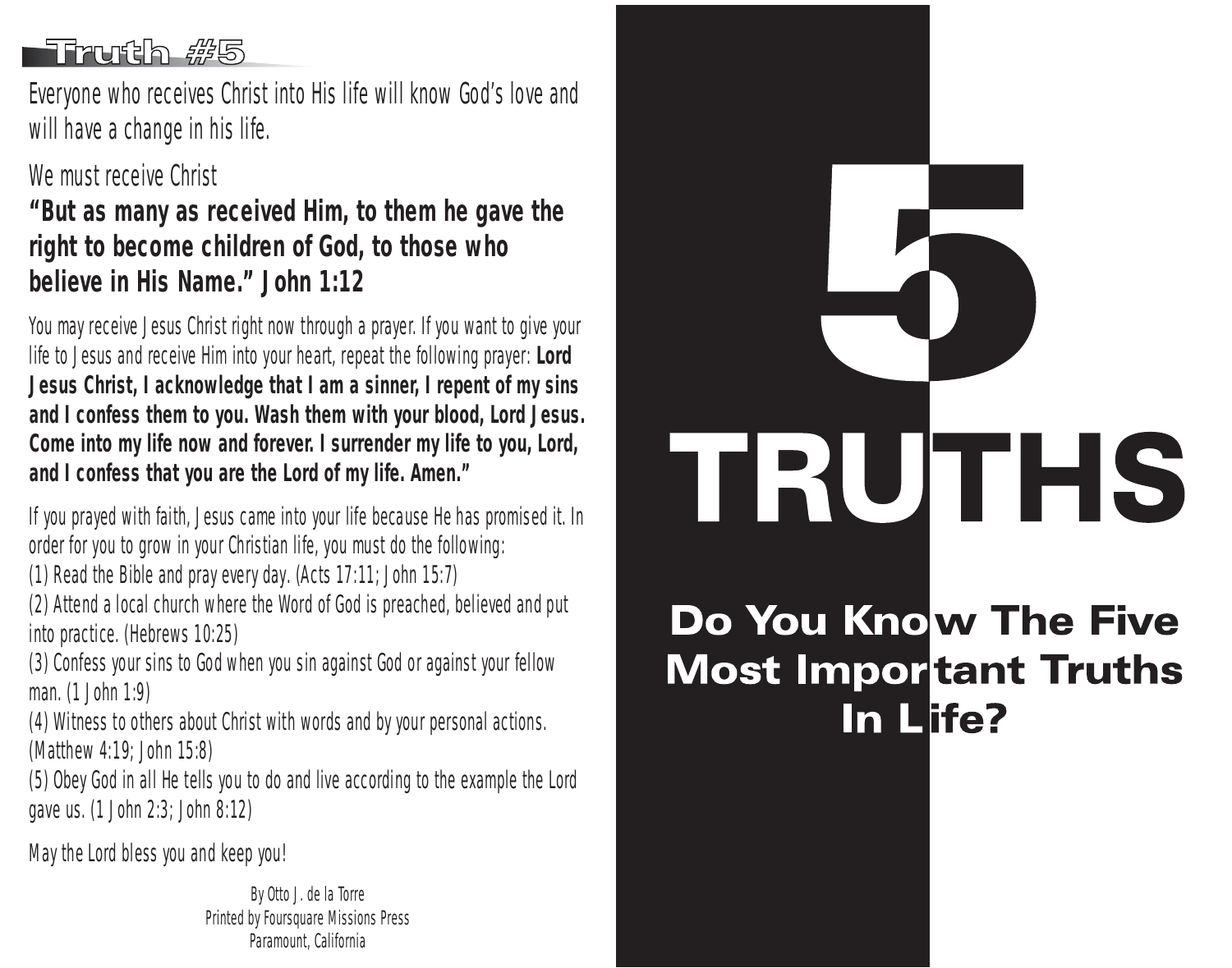## Truth #5

Everyone who receives Christ into His life will know God's love and will have a change in his life.

We must receive Christ

**"But as many as received Him, to them he gave the right to become children of God, to those who believe in His Name." John 1:12**

You may receive Jesus Christ right now through a prayer. If you want to give your life to Jesus and receive Him into your heart, repeat the following prayer: **Lord Jesus Christ, I acknowledge that I am a sinner, I repent of my sins and I confess them to you. Wash them with your blood, Lord Jesus. Come into my life now and forever. I surrender my life to you, Lord, and I confess that you are the Lord of my life. Amen."**

If you prayed with faith, Jesus came into your life because He has promised it. In order for you to grow in your Christian life, you must do the following:

(1) Read the Bible and pray every day. (Acts 17:11; John 15:7)

(2) Attend a local church where the Word of God is preached, believed and put into practice. (Hebrews 10:25)

(3) Confess your sins to God when you sin against God or against your fellow man. (1 John 1:9)

(4) Witness to others about Christ with words and by your personal actions. (Matthew 4:19; John 15:8)

(5) Obey God in all He tells you to do and live according to the example the Lord gave us. (1 John 2:3; John 8:12)

May the Lord bless you and keep you!

By Otto J. de la Torre
Printed by Foursquare Missions Press
Paramount, California

# 5 TRUTHS

## Do You Know The Five Most Important Truths In Life?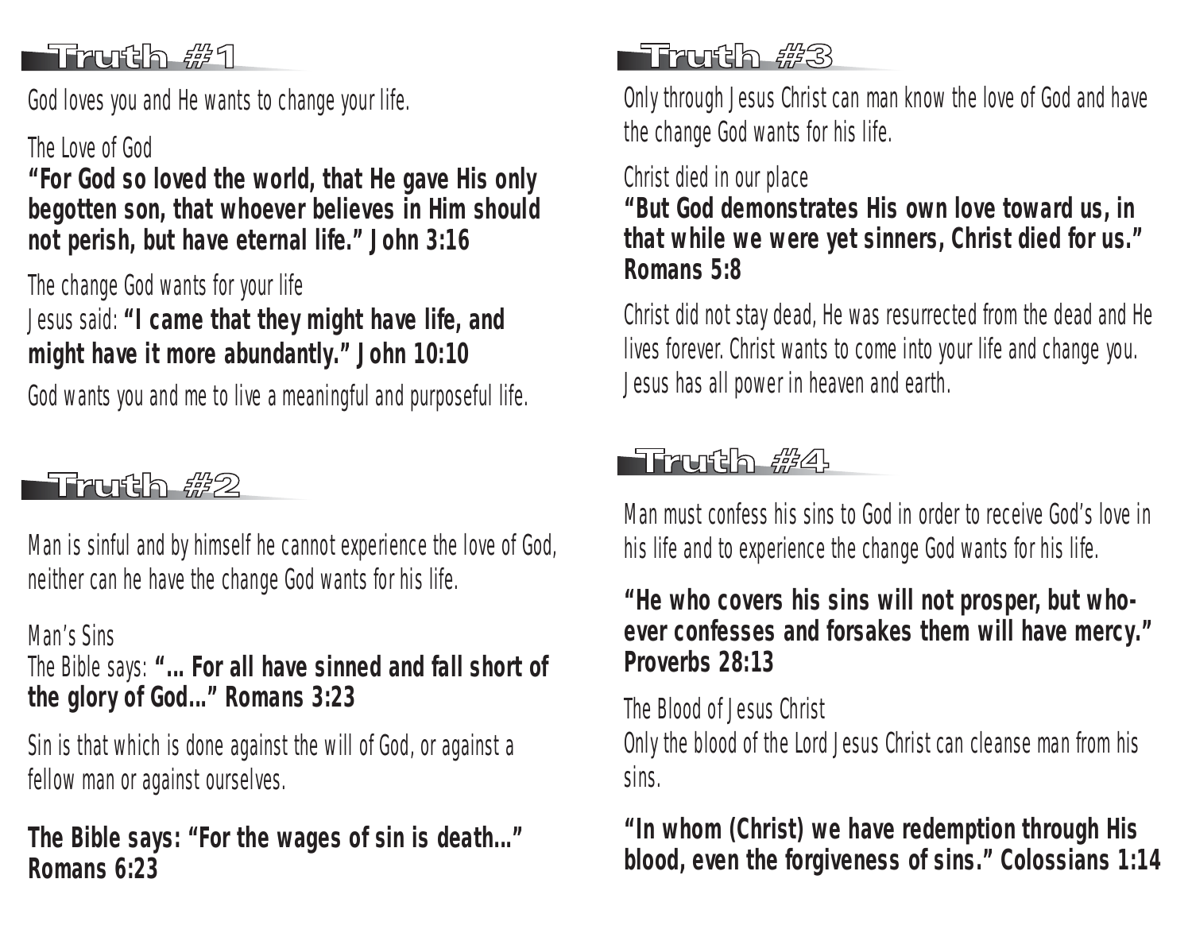## Truth #1

God loves you and He wants to change your life.

The Love of God
**"For God so loved the world, that He gave His only begotten son, that whoever believes in Him should not perish, but have eternal life." John 3:16**

The change God wants for your life
Jesus said: **"I came that they might have life, and might have it more abundantly." John 10:10**

God wants you and me to live a meaningful and purposeful life.

## Truth #2

Man is sinful and by himself he cannot experience the love of God, neither can he have the change God wants for his life.

Man's Sins
The Bible says: **"... For all have sinned and fall short of the glory of God..." Romans 3:23**

Sin is that which is done against the will of God, or against a fellow man or against ourselves.

**The Bible says: "For the wages of sin is death..." Romans 6:23**

## Truth #3

Only through Jesus Christ can man know the love of God and have the change God wants for his life.

Christ died in our place
**"But God demonstrates His own love toward us, in that while we were yet sinners, Christ died for us." Romans 5:8**

Christ did not stay dead, He was resurrected from the dead and He lives forever. Christ wants to come into your life and change you. Jesus has all power in heaven and earth.

## Truth #4

Man must confess his sins to God in order to receive God's love in his life and to experience the change God wants for his life.

**"He who covers his sins will not prosper, but whoever confesses and forsakes them will have mercy." Proverbs 28:13**

The Blood of Jesus Christ
Only the blood of the Lord Jesus Christ can cleanse man from his sins.

**"In whom (Christ) we have redemption through His blood, even the forgiveness of sins." Colossians 1:14**